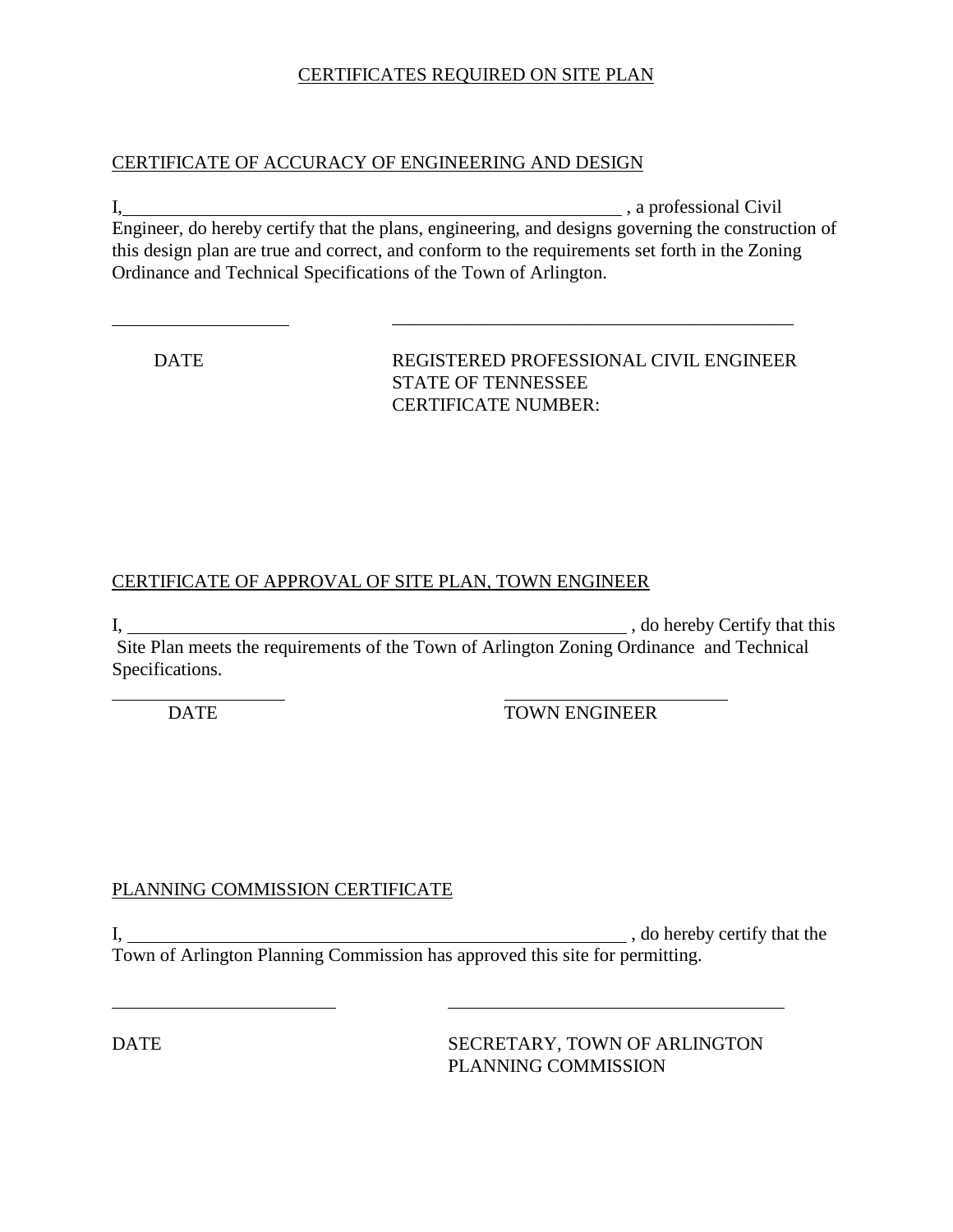# CERTIFICATES REQUIRED ON SITE PLAN

## CERTIFICATE OF ACCURACY OF ENGINEERING AND DESIGN

I,\_\_\_\_\_\_\_\_\_\_\_\_\_\_\_\_\_\_\_\_\_\_\_\_\_\_\_\_\_\_\_\_\_\_\_\_\_\_\_\_\_\_\_\_\_\_\_\_\_\_\_\_\_\_ , a professional Civil Engineer, do hereby certify that the plans, engineering, and designs governing the construction of this design plan are true and correct, and conform to the requirements set forth in the Zoning Ordinance and Technical Specifications of the Town of Arlington.

\_\_\_\_\_\_\_\_\_\_\_\_\_\_\_\_\_\_\_\_ \_\_\_\_\_\_\_\_\_\_\_\_\_\_\_\_\_\_\_\_\_\_\_\_\_\_\_\_\_\_\_\_\_\_\_\_\_\_\_\_\_\_\_\_\_

DATE

REGISTERED PROFESSIONAL CIVIL ENGINEER
STATE OF TENNESSEE
CERTIFICATE NUMBER:

## CERTIFICATE OF APPROVAL OF SITE PLAN, TOWN ENGINEER

I, \_\_\_\_\_\_\_\_\_\_\_\_\_\_\_\_\_\_\_\_\_\_\_\_\_\_\_\_\_\_\_\_\_\_\_\_\_\_\_\_\_\_\_\_\_\_\_\_\_\_\_\_\_\_ , do hereby Certify that this Site Plan meets the requirements of the Town of Arlington Zoning Ordinance and Technical Specifications.

\_\_\_\_\_\_\_\_\_\_\_\_\_\_\_\_\_\_\_\_ \_\_\_\_\_\_\_\_\_\_\_\_\_\_\_\_\_\_\_\_\_\_\_\_\_

DATE

TOWN ENGINEER

## PLANNING COMMISSION CERTIFICATE

I, \_\_\_\_\_\_\_\_\_\_\_\_\_\_\_\_\_\_\_\_\_\_\_\_\_\_\_\_\_\_\_\_\_\_\_\_\_\_\_\_\_\_\_\_\_\_\_\_\_\_\_\_\_\_ , do hereby certify that the Town of Arlington Planning Commission has approved this site for permitting.

\_\_\_\_\_\_\_\_\_\_\_\_\_\_\_\_\_\_\_\_\_\_\_\_ \_\_\_\_\_\_\_\_\_\_\_\_\_\_\_\_\_\_\_\_\_\_\_\_\_\_\_\_\_\_\_\_\_\_\_\_\_\_

DATE

SECRETARY, TOWN OF ARLINGTON
PLANNING COMMISSION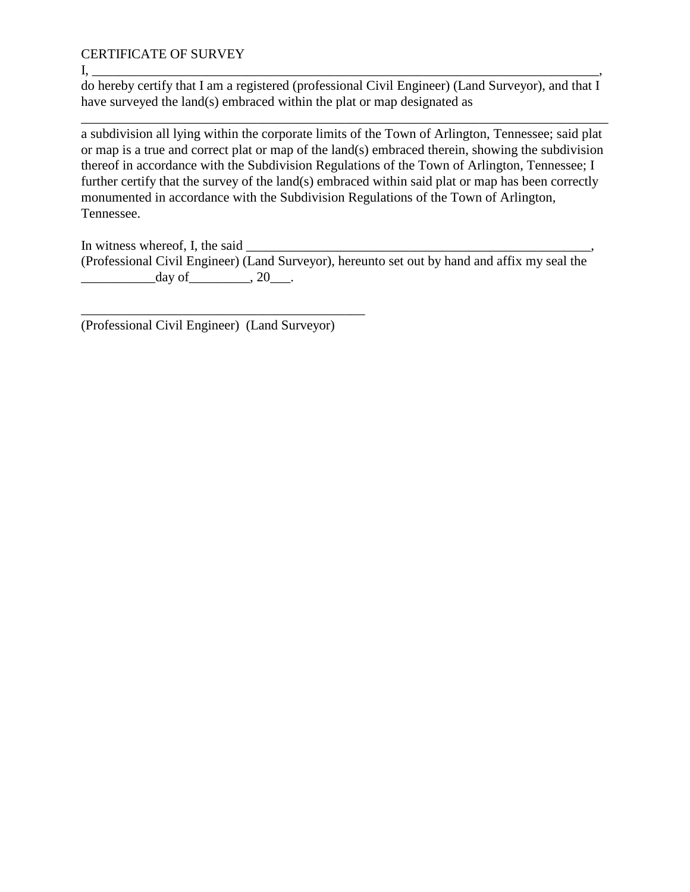CERTIFICATE OF SURVEY

I, ______________________________________________________________________________,
do hereby certify that I am a registered (professional Civil Engineer) (Land Surveyor), and that I have surveyed the land(s) embraced within the plat or map designated as
_______________________________________________________________________________
a subdivision all lying within the corporate limits of the Town of Arlington, Tennessee; said plat or map is a true and correct plat or map of the land(s) embraced therein, showing the subdivision thereof in accordance with the Subdivision Regulations of the Town of Arlington, Tennessee; I further certify that the survey of the land(s) embraced within said plat or map has been correctly monumented in accordance with the Subdivision Regulations of the Town of Arlington, Tennessee.

In witness whereof, I, the said ____________________________________________________,
(Professional Civil Engineer) (Land Surveyor), hereunto set out by hand and affix my seal the ___________day of_________, 20___.

___________________________________________
(Professional Civil Engineer) (Land Surveyor)